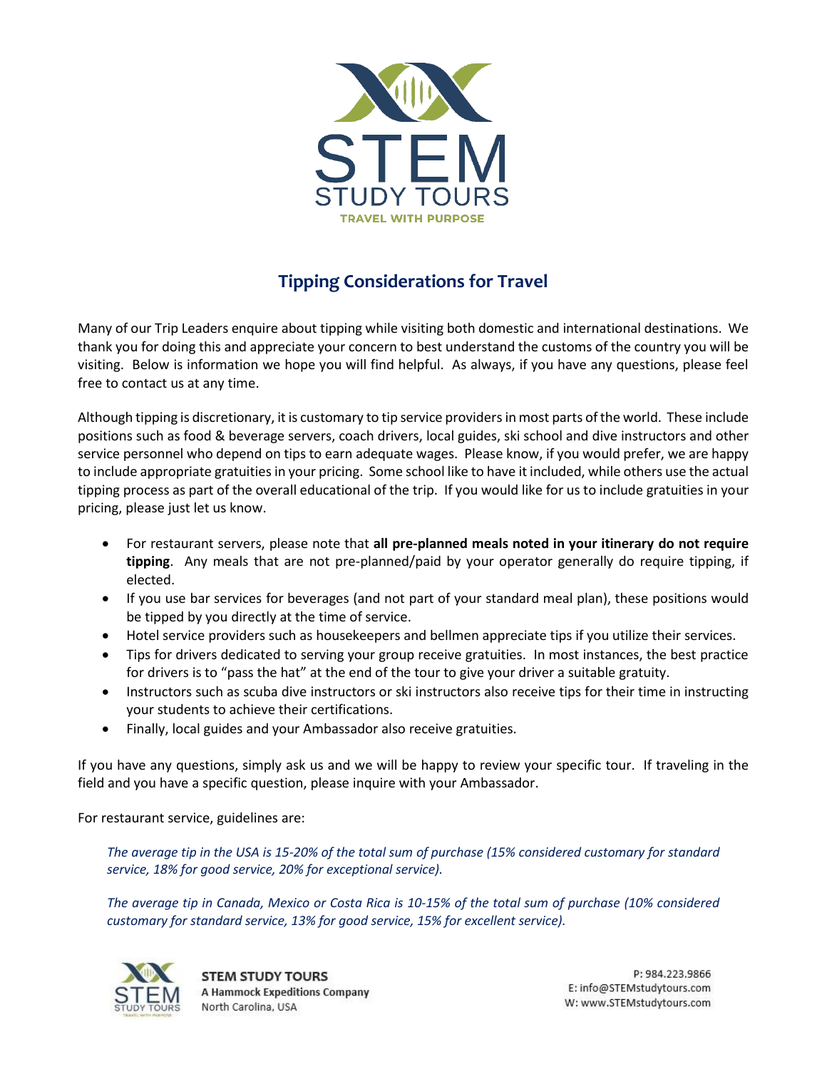# Tipping Considerations for Travel

Many of our Trip Leaders enquire about tipping while visiting both domestic and international destinations. We thank you for doing this and appreciate your concern to best understand the customs of the country you will be visiting. Below is information we hope you will find helpful. As always, if you have any questions, please feel free to contact us at any time.

Although tipping is discretionary, it is customary to tip service providers in most parts of the world. These include positions such as food & beverage servers, coach drivers, local guides, ski school and dive instructors and other service personnel who depend on tips to earn adequate wages. Please know, if you would prefer, we are happy to include appropriate gratuities in your pricing. Some school like to have it included, while others use the actual tipping process as part of the overall educational of the trip. If you would like for us to include gratuities in your pricing, please just let us know.

- For restaurant servers, please note that **all pre-planned meals noted in your itinerary do not require tipping**. Any meals that are not pre-planned/paid by your operator generally do require tipping, if elected.
- If you use bar services for beverages (and not part of your standard meal plan), these positions would be tipped by you directly at the time of service.
- Hotel service providers such as housekeepers and bellmen appreciate tips if you utilize their services.
- Tips for drivers dedicated to serving your group receive gratuities. In most instances, the best practice for drivers is to "pass the hat" at the end of the tour to give your driver a suitable gratuity.
- Instructors such as scuba dive instructors or ski instructors also receive tips for their time in instructing your students to achieve their certifications.
- Finally, local guides and your Ambassador also receive gratuities.

If you have any questions, simply ask us and we will be happy to review your specific tour. If traveling in the field and you have a specific question, please inquire with your Ambassador.

For restaurant service, guidelines are:

*The average tip in the USA is 15-20% of the total sum of purchase (15% considered customary for standard service, 18% for good service, 20% for exceptional service).*

*The average tip in Canada, Mexico or Costa Rica is 10-15% of the total sum of purchase (10% considered customary for standard service, 13% for good service, 15% for excellent service).*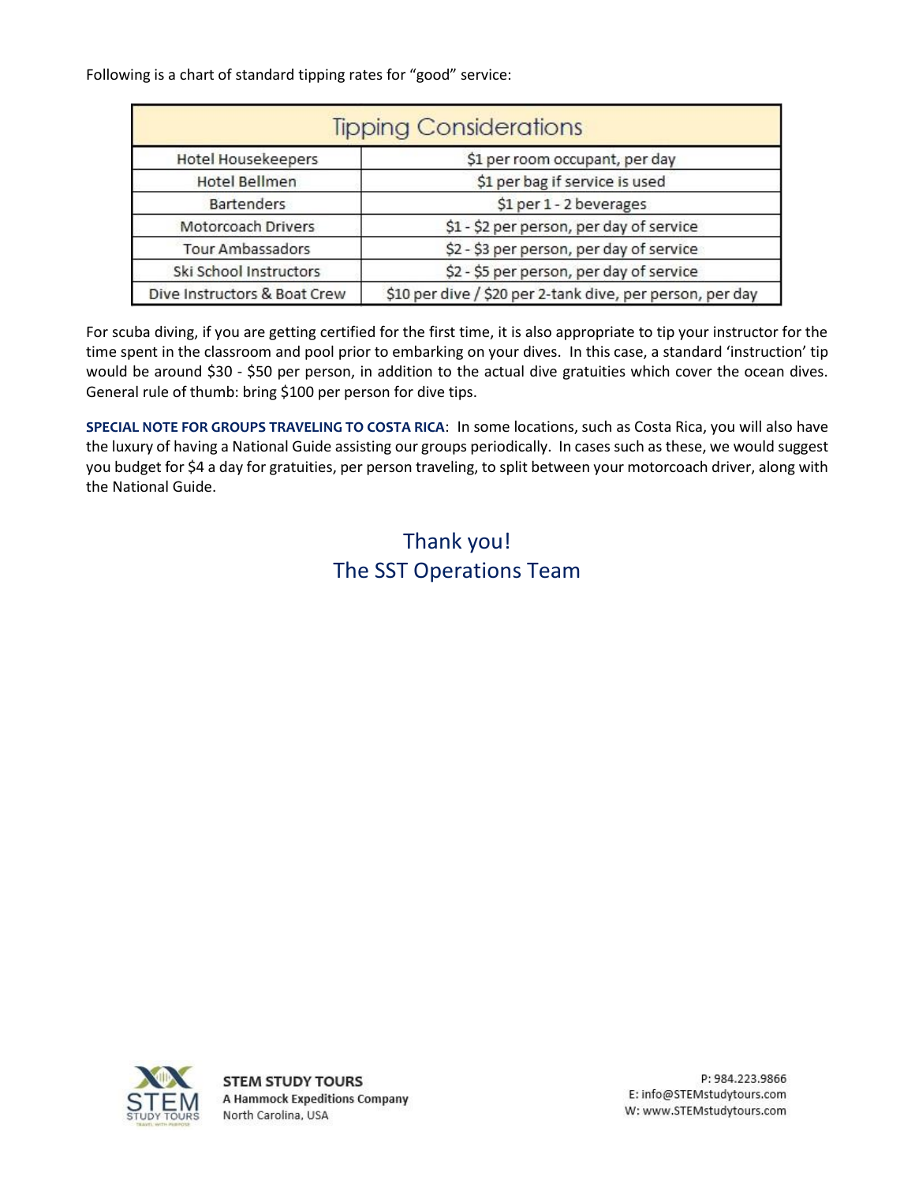Following is a chart of standard tipping rates for “good” service:

| Tipping Considerations | |
|---|---|
| Hotel Housekeepers | $1 per room occupant, per day |
| Hotel Bellmen | $1 per bag if service is used |
| Bartenders | $1 per 1 - 2 beverages |
| Motorcoach Drivers | $1 - $2 per person, per day of service |
| Tour Ambassadors | $2 - $3 per person, per day of service |
| Ski School Instructors | $2 - $5 per person, per day of service |
| Dive Instructors & Boat Crew | $10 per dive / $20 per 2-tank dive, per person, per day |

For scuba diving, if you are getting certified for the first time, it is also appropriate to tip your instructor for the time spent in the classroom and pool prior to embarking on your dives. In this case, a standard ‘instruction’ tip would be around $30 - $50 per person, in addition to the actual dive gratuities which cover the ocean dives. General rule of thumb: bring $100 per person for dive tips.

**SPECIAL NOTE FOR GROUPS TRAVELING TO COSTA RICA**: In some locations, such as Costa Rica, you will also have the luxury of having a National Guide assisting our groups periodically. In cases such as these, we would suggest you budget for $4 a day for gratuities, per person traveling, to split between your motorcoach driver, along with the National Guide.

Thank you!
The SST Operations Team

**STEM STUDY TOURS**
**A Hammock Expeditions Company**
North Carolina, USA

P: 984.223.9866
E: info@STEMstudytours.com
W: www.STEMstudytours.com